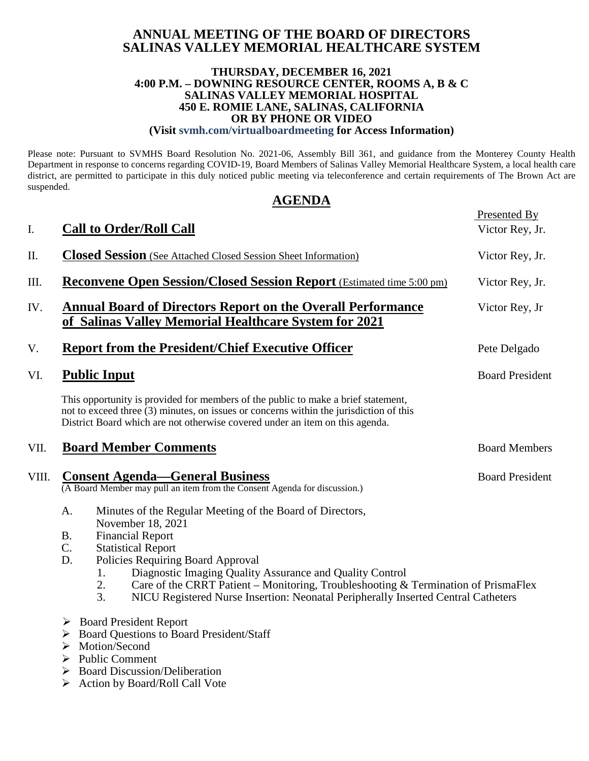# ANNUAL MEETING OF THE BOARD OF DIRECTORS
# SALINAS VALLEY MEMORIAL HEALTHCARE SYSTEM

**THURSDAY, DECEMBER 16, 2021**
**4:00 P.M. – DOWNING RESOURCE CENTER, ROOMS A, B & C**
**SALINAS VALLEY MEMORIAL HOSPITAL**
**450 E. ROMIE LANE, SALINAS, CALIFORNIA**
**OR BY PHONE OR VIDEO**
**(Visit svmh.com/virtualboardmeeting for Access Information)**

Please note: Pursuant to SVMHS Board Resolution No. 2021-06, Assembly Bill 361, and guidance from the Monterey County Health Department in response to concerns regarding COVID-19, Board Members of Salinas Valley Memorial Healthcare System, a local health care district, are permitted to participate in this duly noticed public meeting via teleconference and certain requirements of The Brown Act are suspended.

## AGENDA

| | | Presented By |
|---|---|---|
| I. | **Call to Order/Roll Call** | Victor Rey, Jr. |
| II. | **Closed Session** (See Attached Closed Session Sheet Information) | Victor Rey, Jr. |
| III. | **Reconvene Open Session/Closed Session Report** (Estimated time 5:00 pm) | Victor Rey, Jr. |
| IV. | **Annual Board of Directors Report on the Overall Performance of Salinas Valley Memorial Healthcare System for 2021** | Victor Rey, Jr |
| V. | **Report from the President/Chief Executive Officer** | Pete Delgado |
| VI. | **Public Input** | Board President |
| VII. | **Board Member Comments** | Board Members |
| VIII. | **Consent Agenda—General Business** | Board President |

VI. **Public Input**

This opportunity is provided for members of the public to make a brief statement, not to exceed three (3) minutes, on issues or concerns within the jurisdiction of this District Board which are not otherwise covered under an item on this agenda.

VIII. **Consent Agenda—General Business**
(A Board Member may pull an item from the Consent Agenda for discussion.)

A. Minutes of the Regular Meeting of the Board of Directors, November 18, 2021
B. Financial Report
C. Statistical Report
D. Policies Requiring Board Approval
   1. Diagnostic Imaging Quality Assurance and Quality Control
   2. Care of the CRRT Patient – Monitoring, Troubleshooting & Termination of PrismaFlex
   3. NICU Registered Nurse Insertion: Neonatal Peripherally Inserted Central Catheters

- Board President Report
- Board Questions to Board President/Staff
- Motion/Second
- Public Comment
- Board Discussion/Deliberation
- Action by Board/Roll Call Vote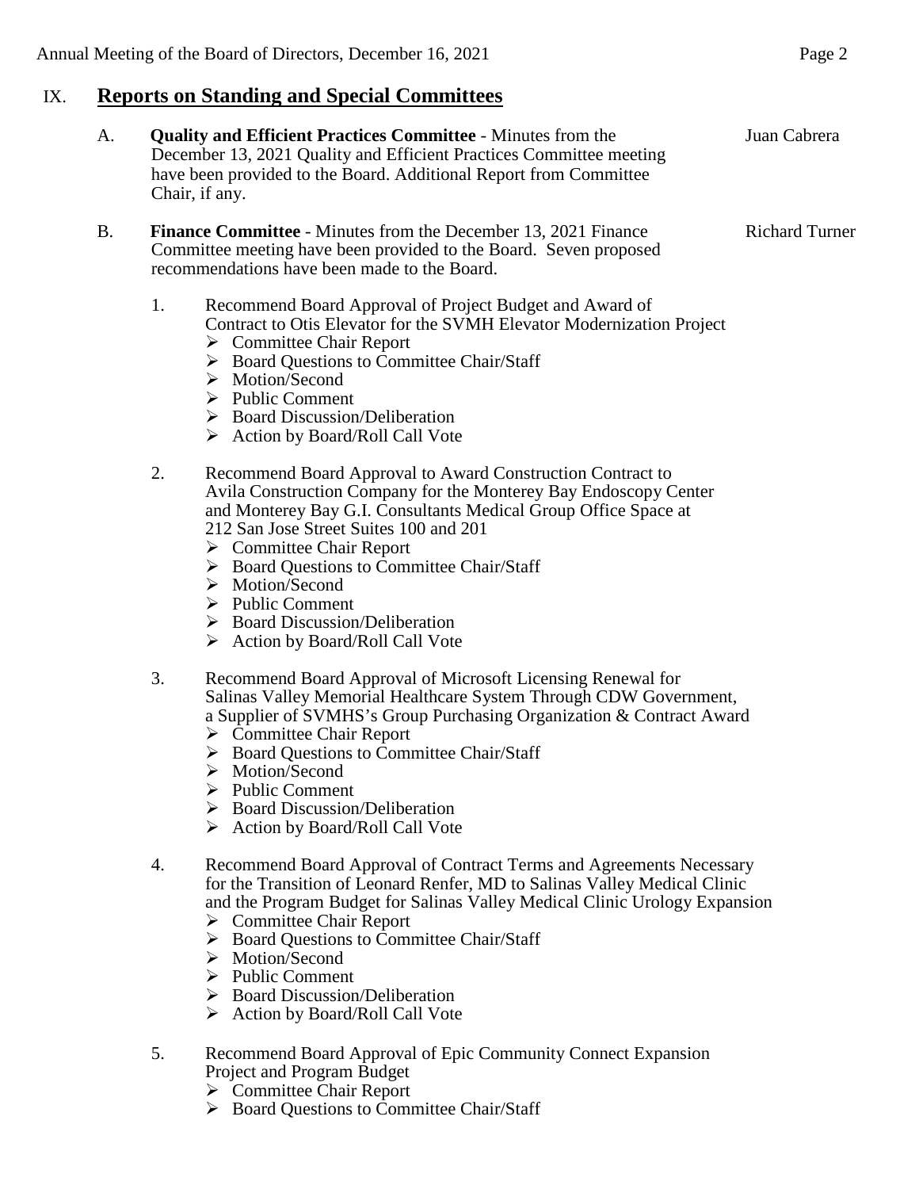## IX. Reports on Standing and Special Committees

A. **Quality and Efficient Practices Committee** - Minutes from the December 13, 2021 Quality and Efficient Practices Committee meeting have been provided to the Board. Additional Report from Committee Chair, if any. — Juan Cabrera

B. **Finance Committee** - Minutes from the December 13, 2021 Finance Committee meeting have been provided to the Board. Seven proposed recommendations have been made to the Board. — Richard Turner

1. Recommend Board Approval of Project Budget and Award of Contract to Otis Elevator for the SVMH Elevator Modernization Project
   - ➢ Committee Chair Report
   - ➢ Board Questions to Committee Chair/Staff
   - ➢ Motion/Second
   - ➢ Public Comment
   - ➢ Board Discussion/Deliberation
   - ➢ Action by Board/Roll Call Vote

2. Recommend Board Approval to Award Construction Contract to Avila Construction Company for the Monterey Bay Endoscopy Center and Monterey Bay G.I. Consultants Medical Group Office Space at 212 San Jose Street Suites 100 and 201
   - ➢ Committee Chair Report
   - ➢ Board Questions to Committee Chair/Staff
   - ➢ Motion/Second
   - ➢ Public Comment
   - ➢ Board Discussion/Deliberation
   - ➢ Action by Board/Roll Call Vote

3. Recommend Board Approval of Microsoft Licensing Renewal for Salinas Valley Memorial Healthcare System Through CDW Government, a Supplier of SVMHS's Group Purchasing Organization & Contract Award
   - ➢ Committee Chair Report
   - ➢ Board Questions to Committee Chair/Staff
   - ➢ Motion/Second
   - ➢ Public Comment
   - ➢ Board Discussion/Deliberation
   - ➢ Action by Board/Roll Call Vote

4. Recommend Board Approval of Contract Terms and Agreements Necessary for the Transition of Leonard Renfer, MD to Salinas Valley Medical Clinic and the Program Budget for Salinas Valley Medical Clinic Urology Expansion
   - ➢ Committee Chair Report
   - ➢ Board Questions to Committee Chair/Staff
   - ➢ Motion/Second
   - ➢ Public Comment
   - ➢ Board Discussion/Deliberation
   - ➢ Action by Board/Roll Call Vote

5. Recommend Board Approval of Epic Community Connect Expansion Project and Program Budget
   - ➢ Committee Chair Report
   - ➢ Board Questions to Committee Chair/Staff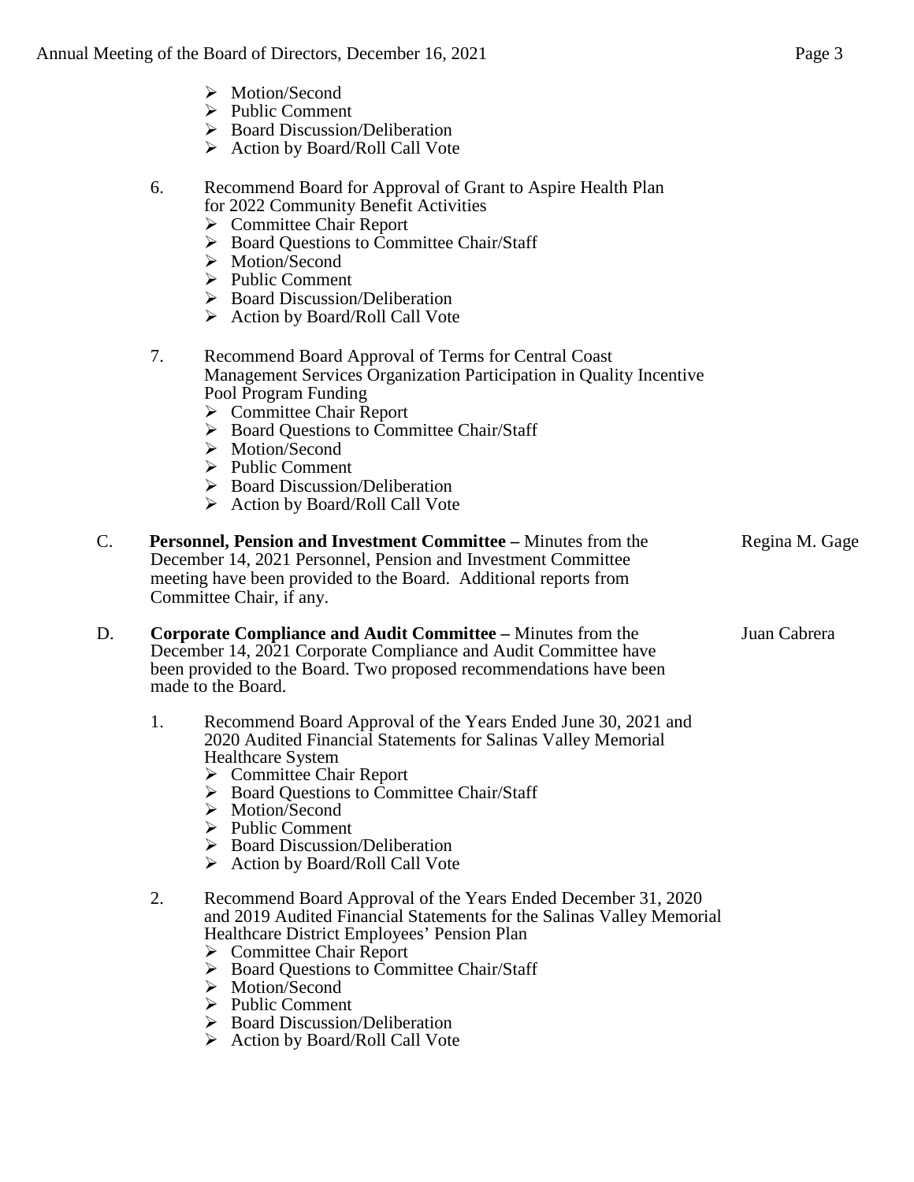- ➢ Motion/Second
- ➢ Public Comment
- ➢ Board Discussion/Deliberation
- ➢ Action by Board/Roll Call Vote

6. Recommend Board for Approval of Grant to Aspire Health Plan for 2022 Community Benefit Activities
   - ➢ Committee Chair Report
   - ➢ Board Questions to Committee Chair/Staff
   - ➢ Motion/Second
   - ➢ Public Comment
   - ➢ Board Discussion/Deliberation
   - ➢ Action by Board/Roll Call Vote

7. Recommend Board Approval of Terms for Central Coast Management Services Organization Participation in Quality Incentive Pool Program Funding
   - ➢ Committee Chair Report
   - ➢ Board Questions to Committee Chair/Staff
   - ➢ Motion/Second
   - ➢ Public Comment
   - ➢ Board Discussion/Deliberation
   - ➢ Action by Board/Roll Call Vote

C. **Personnel, Pension and Investment Committee –** Minutes from the December 14, 2021 Personnel, Pension and Investment Committee meeting have been provided to the Board. Additional reports from Committee Chair, if any. — Regina M. Gage

D. **Corporate Compliance and Audit Committee –** Minutes from the December 14, 2021 Corporate Compliance and Audit Committee have been provided to the Board. Two proposed recommendations have been made to the Board. — Juan Cabrera

1. Recommend Board Approval of the Years Ended June 30, 2021 and 2020 Audited Financial Statements for Salinas Valley Memorial Healthcare System
   - ➢ Committee Chair Report
   - ➢ Board Questions to Committee Chair/Staff
   - ➢ Motion/Second
   - ➢ Public Comment
   - ➢ Board Discussion/Deliberation
   - ➢ Action by Board/Roll Call Vote

2. Recommend Board Approval of the Years Ended December 31, 2020 and 2019 Audited Financial Statements for the Salinas Valley Memorial Healthcare District Employees' Pension Plan
   - ➢ Committee Chair Report
   - ➢ Board Questions to Committee Chair/Staff
   - ➢ Motion/Second
   - ➢ Public Comment
   - ➢ Board Discussion/Deliberation
   - ➢ Action by Board/Roll Call Vote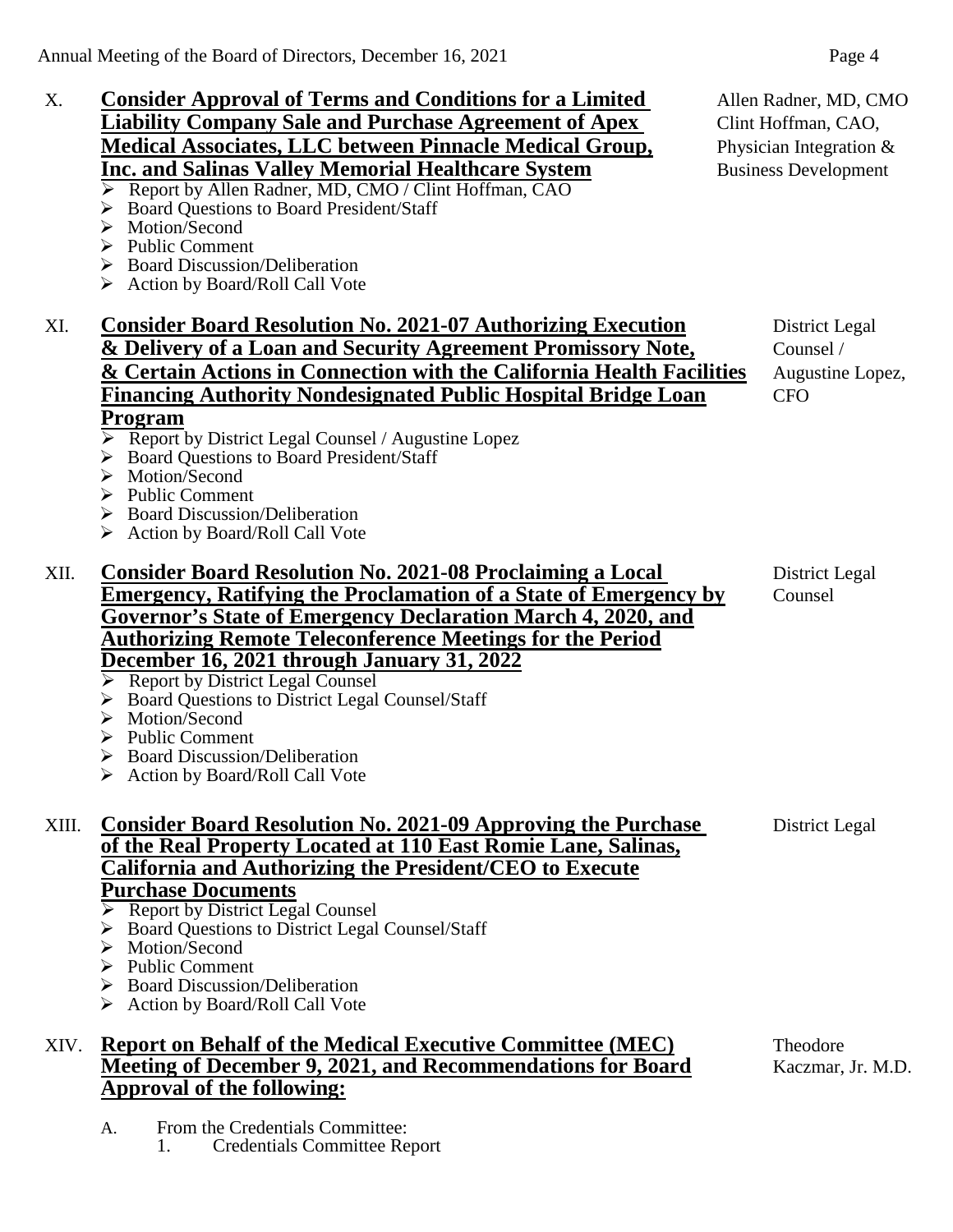X. **<u>Consider Approval of Terms and Conditions for a Limited Liability Company Sale and Purchase Agreement of Apex Medical Associates, LLC between Pinnacle Medical Group, Inc. and Salinas Valley Memorial Healthcare System</u>**

Allen Radner, MD, CMO
Clint Hoffman, CAO, Physician Integration & Business Development

- Report by Allen Radner, MD, CMO / Clint Hoffman, CAO
- Board Questions to Board President/Staff
- Motion/Second
- Public Comment
- Board Discussion/Deliberation
- Action by Board/Roll Call Vote

XI. **<u>Consider Board Resolution No. 2021-07 Authorizing Execution & Delivery of a Loan and Security Agreement Promissory Note, & Certain Actions in Connection with the California Health Facilities Financing Authority Nondesignated Public Hospital Bridge Loan Program</u>**

District Legal Counsel / Augustine Lopez, CFO

- Report by District Legal Counsel / Augustine Lopez
- Board Questions to Board President/Staff
- Motion/Second
- Public Comment
- Board Discussion/Deliberation
- Action by Board/Roll Call Vote

XII. **<u>Consider Board Resolution No. 2021-08 Proclaiming a Local Emergency, Ratifying the Proclamation of a State of Emergency by Governor's State of Emergency Declaration March 4, 2020, and Authorizing Remote Teleconference Meetings for the Period December 16, 2021 through January 31, 2022</u>**

District Legal Counsel

- Report by District Legal Counsel
- Board Questions to District Legal Counsel/Staff
- Motion/Second
- Public Comment
- Board Discussion/Deliberation
- Action by Board/Roll Call Vote

XIII. **<u>Consider Board Resolution No. 2021-09 Approving the Purchase of the Real Property Located at 110 East Romie Lane, Salinas, California and Authorizing the President/CEO to Execute Purchase Documents</u>**

District Legal

- Report by District Legal Counsel
- Board Questions to District Legal Counsel/Staff
- Motion/Second
- Public Comment
- Board Discussion/Deliberation
- Action by Board/Roll Call Vote

XIV. **<u>Report on Behalf of the Medical Executive Committee (MEC) Meeting of December 9, 2021, and Recommendations for Board Approval of the following:</u>**

Theodore Kaczmar, Jr. M.D.

A. From the Credentials Committee:
   1. Credentials Committee Report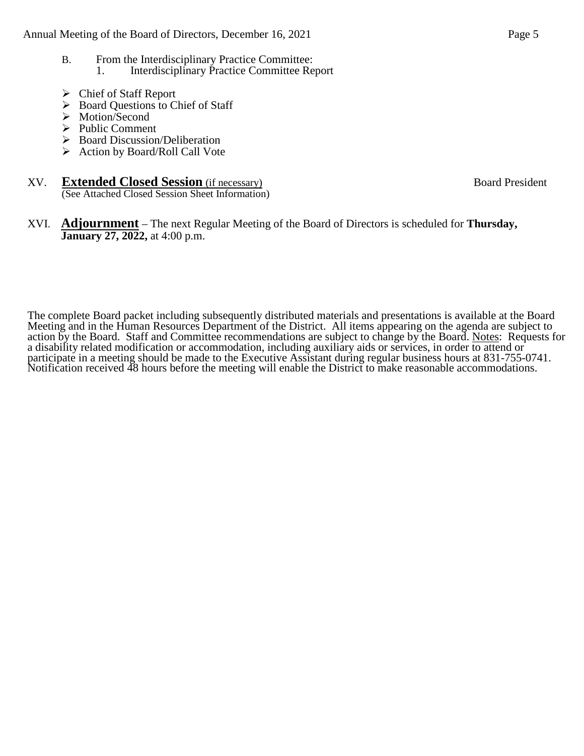B. From the Interdisciplinary Practice Committee:
   1. Interdisciplinary Practice Committee Report

- Chief of Staff Report
- Board Questions to Chief of Staff
- Motion/Second
- Public Comment
- Board Discussion/Deliberation
- Action by Board/Roll Call Vote

XV. **Extended Closed Session** (if necessary) Board President
(See Attached Closed Session Sheet Information)

XVI. **Adjournment** – The next Regular Meeting of the Board of Directors is scheduled for **Thursday, January 27, 2022,** at 4:00 p.m.

The complete Board packet including subsequently distributed materials and presentations is available at the Board Meeting and in the Human Resources Department of the District. All items appearing on the agenda are subject to action by the Board. Staff and Committee recommendations are subject to change by the Board. Notes: Requests for a disability related modification or accommodation, including auxiliary aids or services, in order to attend or participate in a meeting should be made to the Executive Assistant during regular business hours at 831-755-0741. Notification received 48 hours before the meeting will enable the District to make reasonable accommodations.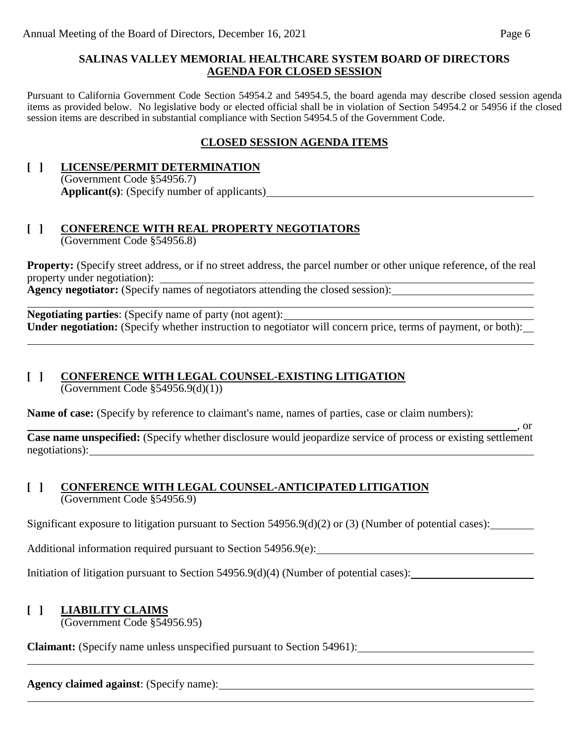## SALINAS VALLEY MEMORIAL HEALTHCARE SYSTEM BOARD OF DIRECTORS
## AGENDA FOR CLOSED SESSION

Pursuant to California Government Code Section 54954.2 and 54954.5, the board agenda may describe closed session agenda items as provided below. No legislative body or elected official shall be in violation of Section 54954.2 or 54956 if the closed session items are described in substantial compliance with Section 54954.5 of the Government Code.

### CLOSED SESSION AGENDA ITEMS

**[ ] LICENSE/PERMIT DETERMINATION**
(Government Code §54956.7)
**Applicant(s)**: (Specify number of applicants)\_\_\_\_\_\_\_\_\_\_\_\_\_\_\_\_\_\_\_\_\_\_\_\_\_\_\_\_\_\_\_\_\_\_\_\_\_\_\_\_

**[ ] CONFERENCE WITH REAL PROPERTY NEGOTIATORS**
(Government Code §54956.8)

**Property:** (Specify street address, or if no street address, the parcel number or other unique reference, of the real property under negotiation): \_\_\_\_\_\_\_\_\_\_\_\_\_\_\_\_\_\_\_\_\_\_\_\_\_\_\_\_\_\_\_\_\_\_\_\_\_\_\_\_
**Agency negotiator:** (Specify names of negotiators attending the closed session):\_\_\_\_\_\_\_\_\_\_\_\_\_\_\_\_\_\_\_\_
\_\_\_\_\_\_\_\_\_\_\_\_\_\_\_\_\_\_\_\_\_\_\_\_\_\_\_\_\_\_\_\_\_\_\_\_\_\_\_\_\_\_\_\_\_\_\_\_\_\_\_\_\_\_\_\_\_\_\_\_\_\_\_\_\_\_\_\_\_\_\_\_\_\_\_\_\_\_
**Negotiating parties**: (Specify name of party (not agent):\_\_\_\_\_\_\_\_\_\_\_\_\_\_\_\_\_\_\_\_\_\_\_\_\_\_\_\_\_\_\_\_\_\_\_\_\_\_
**Under negotiation:** (Specify whether instruction to negotiator will concern price, terms of payment, or both):\_\_
\_\_\_\_\_\_\_\_\_\_\_\_\_\_\_\_\_\_\_\_\_\_\_\_\_\_\_\_\_\_\_\_\_\_\_\_\_\_\_\_\_\_\_\_\_\_\_\_\_\_\_\_\_\_\_\_\_\_\_\_\_\_\_\_\_\_\_\_\_\_\_\_\_\_\_\_\_\_

**[ ] CONFERENCE WITH LEGAL COUNSEL-EXISTING LITIGATION**
(Government Code §54956.9(d)(1))

**Name of case:** (Specify by reference to claimant's name, names of parties, case or claim numbers):
\_\_\_\_\_\_\_\_\_\_\_\_\_\_\_\_\_\_\_\_\_\_\_\_\_\_\_\_\_\_\_\_\_\_\_\_\_\_\_\_\_\_\_\_\_\_\_\_\_\_\_\_\_\_\_\_\_\_\_\_\_\_\_\_\_\_\_\_\_\_\_\_\_\_\_\_, or
**Case name unspecified:** (Specify whether disclosure would jeopardize service of process or existing settlement negotiations):\_\_\_\_\_\_\_\_\_\_\_\_\_\_\_\_\_\_\_\_\_\_\_\_\_\_\_\_\_\_\_\_\_\_\_\_\_\_\_\_\_\_\_\_\_\_\_\_\_\_\_\_\_\_\_\_\_\_\_\_\_\_\_\_

**[ ] CONFERENCE WITH LEGAL COUNSEL-ANTICIPATED LITIGATION**
(Government Code §54956.9)

Significant exposure to litigation pursuant to Section 54956.9(d)(2) or (3) (Number of potential cases):\_\_\_\_\_\_\_\_

Additional information required pursuant to Section 54956.9(e):\_\_\_\_\_\_\_\_\_\_\_\_\_\_\_\_\_\_\_\_\_\_\_\_\_\_\_\_\_\_\_\_\_\_\_\_\_\_\_\_

Initiation of litigation pursuant to Section 54956.9(d)(4) (Number of potential cases):\_\_\_\_\_\_\_\_\_\_\_\_\_\_\_\_\_\_\_\_\_\_

**[ ] LIABILITY CLAIMS**
(Government Code §54956.95)

**Claimant:** (Specify name unless unspecified pursuant to Section 54961):\_\_\_\_\_\_\_\_\_\_\_\_\_\_\_\_\_\_\_\_\_\_\_\_\_\_\_\_\_\_
\_\_\_\_\_\_\_\_\_\_\_\_\_\_\_\_\_\_\_\_\_\_\_\_\_\_\_\_\_\_\_\_\_\_\_\_\_\_\_\_\_\_\_\_\_\_\_\_\_\_\_\_\_\_\_\_\_\_\_\_\_\_\_\_\_\_\_\_\_\_\_\_\_\_\_\_\_\_

**Agency claimed against**: (Specify name):\_\_\_\_\_\_\_\_\_\_\_\_\_\_\_\_\_\_\_\_\_\_\_\_\_\_\_\_\_\_\_\_\_\_\_\_\_\_\_\_\_\_\_\_\_\_\_\_\_\_\_\_\_\_\_\_\_\_
\_\_\_\_\_\_\_\_\_\_\_\_\_\_\_\_\_\_\_\_\_\_\_\_\_\_\_\_\_\_\_\_\_\_\_\_\_\_\_\_\_\_\_\_\_\_\_\_\_\_\_\_\_\_\_\_\_\_\_\_\_\_\_\_\_\_\_\_\_\_\_\_\_\_\_\_\_\_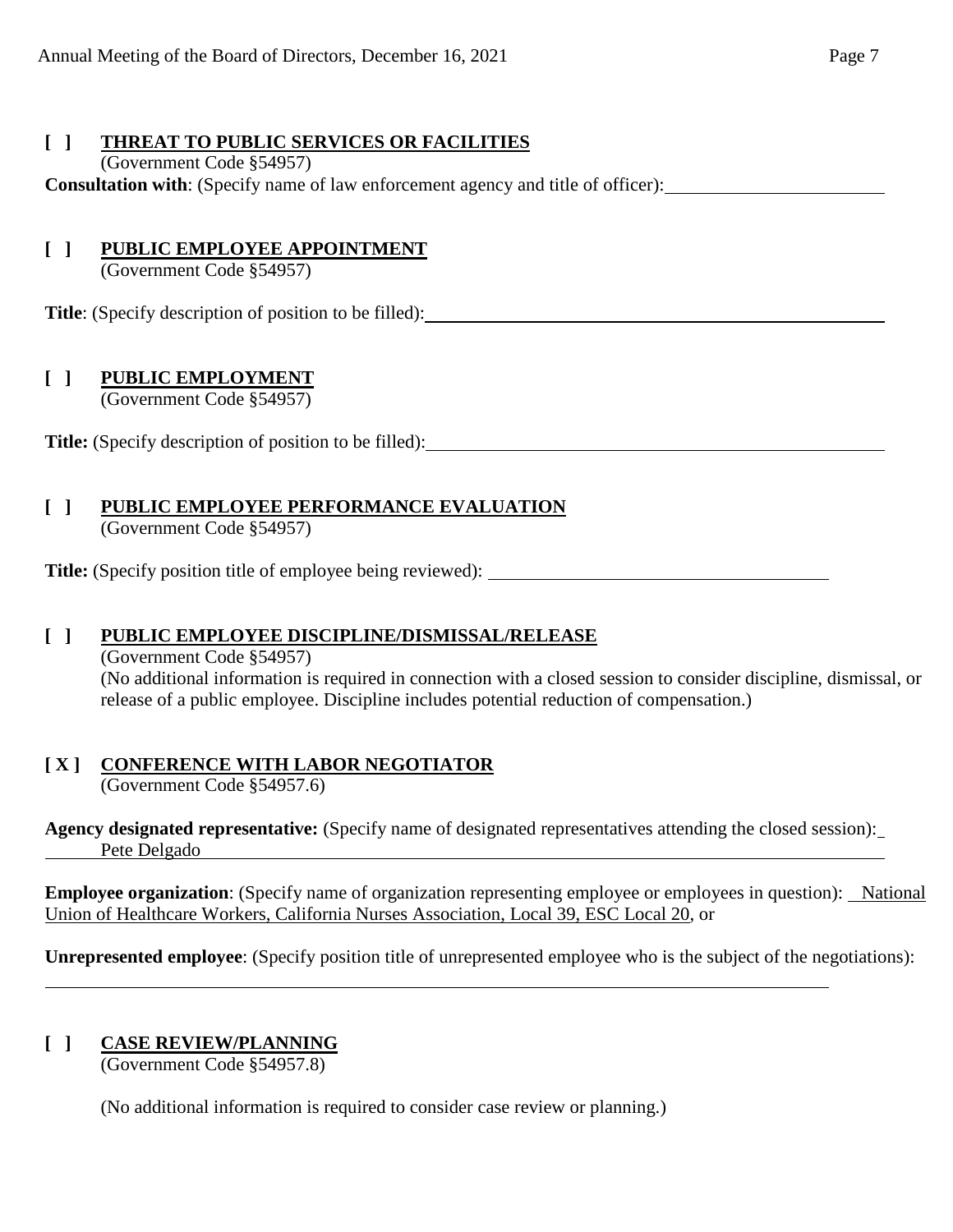**[ ] THREAT TO PUBLIC SERVICES OR FACILITIES**
(Government Code §54957)
**Consultation with**: (Specify name of law enforcement agency and title of officer):

**[ ] PUBLIC EMPLOYEE APPOINTMENT**
(Government Code §54957)

**Title**: (Specify description of position to be filled):

**[ ] PUBLIC EMPLOYMENT**
(Government Code §54957)

**Title:** (Specify description of position to be filled):

**[ ] PUBLIC EMPLOYEE PERFORMANCE EVALUATION**
(Government Code §54957)

**Title:** (Specify position title of employee being reviewed):

**[ ] PUBLIC EMPLOYEE DISCIPLINE/DISMISSAL/RELEASE**
(Government Code §54957)
(No additional information is required in connection with a closed session to consider discipline, dismissal, or release of a public employee. Discipline includes potential reduction of compensation.)

**[ X ] CONFERENCE WITH LABOR NEGOTIATOR**
(Government Code §54957.6)

**Agency designated representative:** (Specify name of designated representatives attending the closed session): Pete Delgado

**Employee organization**: (Specify name of organization representing employee or employees in question): National Union of Healthcare Workers, California Nurses Association, Local 39, ESC Local 20, or

**Unrepresented employee**: (Specify position title of unrepresented employee who is the subject of the negotiations):

**[ ] CASE REVIEW/PLANNING**
(Government Code §54957.8)

(No additional information is required to consider case review or planning.)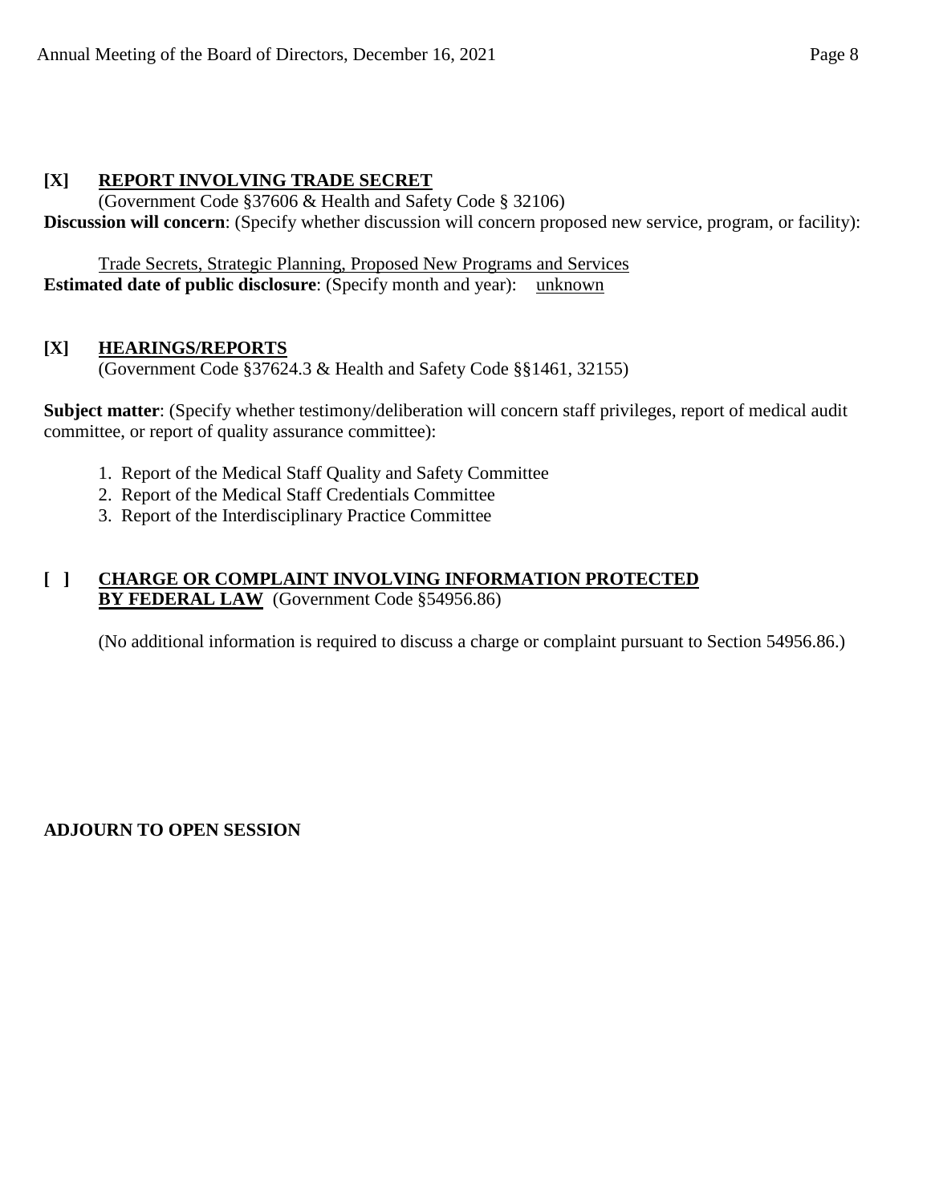**[X] REPORT INVOLVING TRADE SECRET**

(Government Code §37606 & Health and Safety Code § 32106)

**Discussion will concern**: (Specify whether discussion will concern proposed new service, program, or facility):

Trade Secrets, Strategic Planning, Proposed New Programs and Services

**Estimated date of public disclosure**: (Specify month and year): unknown

**[X] HEARINGS/REPORTS**

(Government Code §37624.3 & Health and Safety Code §§1461, 32155)

**Subject matter**: (Specify whether testimony/deliberation will concern staff privileges, report of medical audit committee, or report of quality assurance committee):

1. Report of the Medical Staff Quality and Safety Committee
2. Report of the Medical Staff Credentials Committee
3. Report of the Interdisciplinary Practice Committee

**[ ] CHARGE OR COMPLAINT INVOLVING INFORMATION PROTECTED BY FEDERAL LAW** (Government Code §54956.86)

(No additional information is required to discuss a charge or complaint pursuant to Section 54956.86.)

**ADJOURN TO OPEN SESSION**